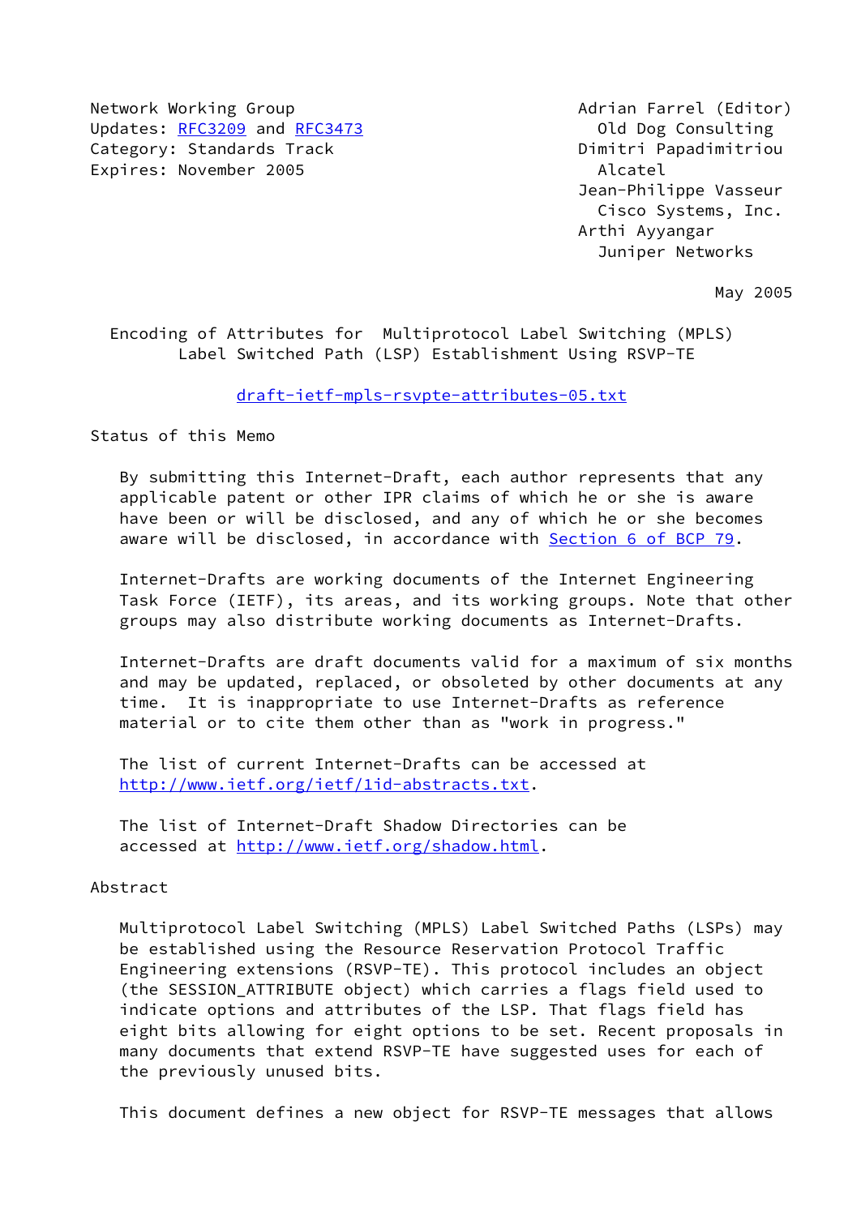Network Working Group
Updates: RFC3209 and RFC3473
Category: Standards Track
Expires: November 2005

Adrian Farrel (Editor)
Old Dog Consulting
Dimitri Papadimitriou
Alcatel
Jean-Philippe Vasseur
Cisco Systems, Inc.
Arthi Ayyangar
Juniper Networks

May 2005

# Encoding of Attributes for Multiprotocol Label Switching (MPLS) Label Switched Path (LSP) Establishment Using RSVP-TE

draft-ietf-mpls-rsvpte-attributes-05.txt

## Status of this Memo

By submitting this Internet-Draft, each author represents that any applicable patent or other IPR claims of which he or she is aware have been or will be disclosed, and any of which he or she becomes aware will be disclosed, in accordance with Section 6 of BCP 79.

Internet-Drafts are working documents of the Internet Engineering Task Force (IETF), its areas, and its working groups. Note that other groups may also distribute working documents as Internet-Drafts.

Internet-Drafts are draft documents valid for a maximum of six months and may be updated, replaced, or obsoleted by other documents at any time. It is inappropriate to use Internet-Drafts as reference material or to cite them other than as "work in progress."

The list of current Internet-Drafts can be accessed at http://www.ietf.org/ietf/1id-abstracts.txt.

The list of Internet-Draft Shadow Directories can be accessed at http://www.ietf.org/shadow.html.

## Abstract

Multiprotocol Label Switching (MPLS) Label Switched Paths (LSPs) may be established using the Resource Reservation Protocol Traffic Engineering extensions (RSVP-TE). This protocol includes an object (the SESSION_ATTRIBUTE object) which carries a flags field used to indicate options and attributes of the LSP. That flags field has eight bits allowing for eight options to be set. Recent proposals in many documents that extend RSVP-TE have suggested uses for each of the previously unused bits.

This document defines a new object for RSVP-TE messages that allows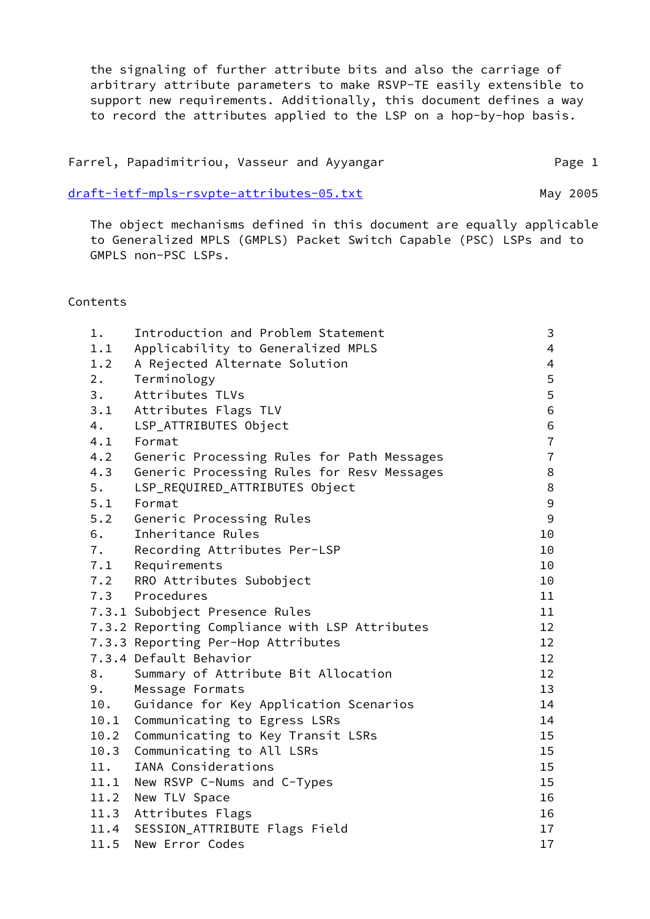the signaling of further attribute bits and also the carriage of arbitrary attribute parameters to make RSVP-TE easily extensible to support new requirements. Additionally, this document defines a way to record the attributes applied to the LSP on a hop-by-hop basis.

The object mechanisms defined in this document are equally applicable to Generalized MPLS (GMPLS) Packet Switch Capable (PSC) LSPs and to GMPLS non-PSC LSPs.

## Contents

| | | |
|---|---|---|
| 1. | Introduction and Problem Statement | 3 |
| 1.1 | Applicability to Generalized MPLS | 4 |
| 1.2 | A Rejected Alternate Solution | 4 |
| 2. | Terminology | 5 |
| 3. | Attributes TLVs | 5 |
| 3.1 | Attributes Flags TLV | 6 |
| 4. | LSP_ATTRIBUTES Object | 6 |
| 4.1 | Format | 7 |
| 4.2 | Generic Processing Rules for Path Messages | 7 |
| 4.3 | Generic Processing Rules for Resv Messages | 8 |
| 5. | LSP_REQUIRED_ATTRIBUTES Object | 8 |
| 5.1 | Format | 9 |
| 5.2 | Generic Processing Rules | 9 |
| 6. | Inheritance Rules | 10 |
| 7. | Recording Attributes Per-LSP | 10 |
| 7.1 | Requirements | 10 |
| 7.2 | RRO Attributes Subobject | 10 |
| 7.3 | Procedures | 11 |
| 7.3.1 | Subobject Presence Rules | 11 |
| 7.3.2 | Reporting Compliance with LSP Attributes | 12 |
| 7.3.3 | Reporting Per-Hop Attributes | 12 |
| 7.3.4 | Default Behavior | 12 |
| 8. | Summary of Attribute Bit Allocation | 12 |
| 9. | Message Formats | 13 |
| 10. | Guidance for Key Application Scenarios | 14 |
| 10.1 | Communicating to Egress LSRs | 14 |
| 10.2 | Communicating to Key Transit LSRs | 15 |
| 10.3 | Communicating to All LSRs | 15 |
| 11. | IANA Considerations | 15 |
| 11.1 | New RSVP C-Nums and C-Types | 15 |
| 11.2 | New TLV Space | 16 |
| 11.3 | Attributes Flags | 16 |
| 11.4 | SESSION_ATTRIBUTE Flags Field | 17 |
| 11.5 | New Error Codes | 17 |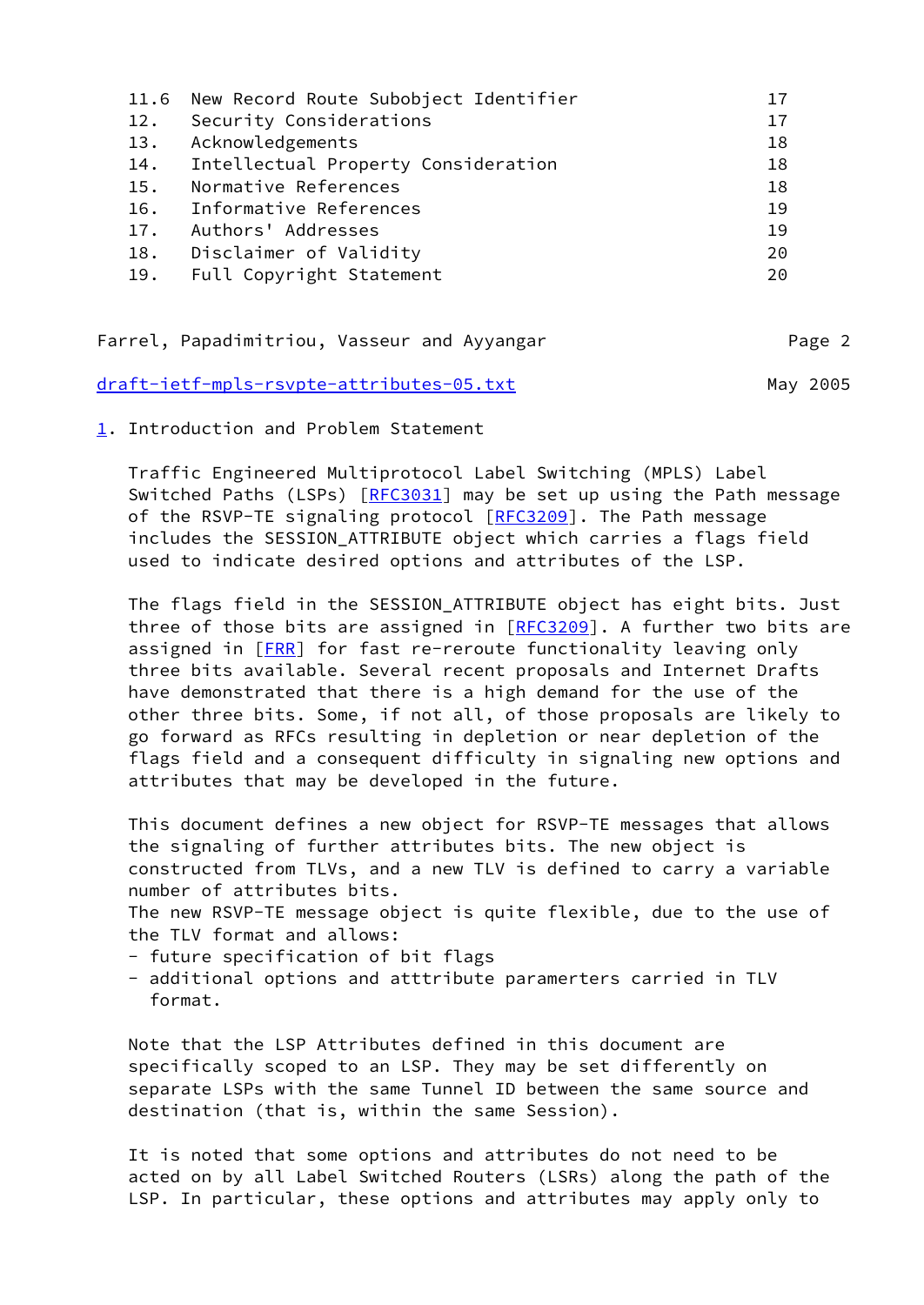| 11.6 | New Record Route Subobject Identifier | 17 |
|---|---|---|
| 12. | Security Considerations | 17 |
| 13. | Acknowledgements | 18 |
| 14. | Intellectual Property Consideration | 18 |
| 15. | Normative References | 18 |
| 16. | Informative References | 19 |
| 17. | Authors' Addresses | 19 |
| 18. | Disclaimer of Validity | 20 |
| 19. | Full Copyright Statement | 20 |

## 1. Introduction and Problem Statement

Traffic Engineered Multiprotocol Label Switching (MPLS) Label Switched Paths (LSPs) [RFC3031] may be set up using the Path message of the RSVP-TE signaling protocol [RFC3209]. The Path message includes the SESSION_ATTRIBUTE object which carries a flags field used to indicate desired options and attributes of the LSP.

The flags field in the SESSION_ATTRIBUTE object has eight bits. Just three of those bits are assigned in [RFC3209]. A further two bits are assigned in [FRR] for fast re-reroute functionality leaving only three bits available. Several recent proposals and Internet Drafts have demonstrated that there is a high demand for the use of the other three bits. Some, if not all, of those proposals are likely to go forward as RFCs resulting in depletion or near depletion of the flags field and a consequent difficulty in signaling new options and attributes that may be developed in the future.

This document defines a new object for RSVP-TE messages that allows the signaling of further attributes bits. The new object is constructed from TLVs, and a new TLV is defined to carry a variable number of attributes bits.
The new RSVP-TE message object is quite flexible, due to the use of the TLV format and allows:

- future specification of bit flags
- additional options and atttribute paramerters carried in TLV format.

Note that the LSP Attributes defined in this document are specifically scoped to an LSP. They may be set differently on separate LSPs with the same Tunnel ID between the same source and destination (that is, within the same Session).

It is noted that some options and attributes do not need to be acted on by all Label Switched Routers (LSRs) along the path of the LSP. In particular, these options and attributes may apply only to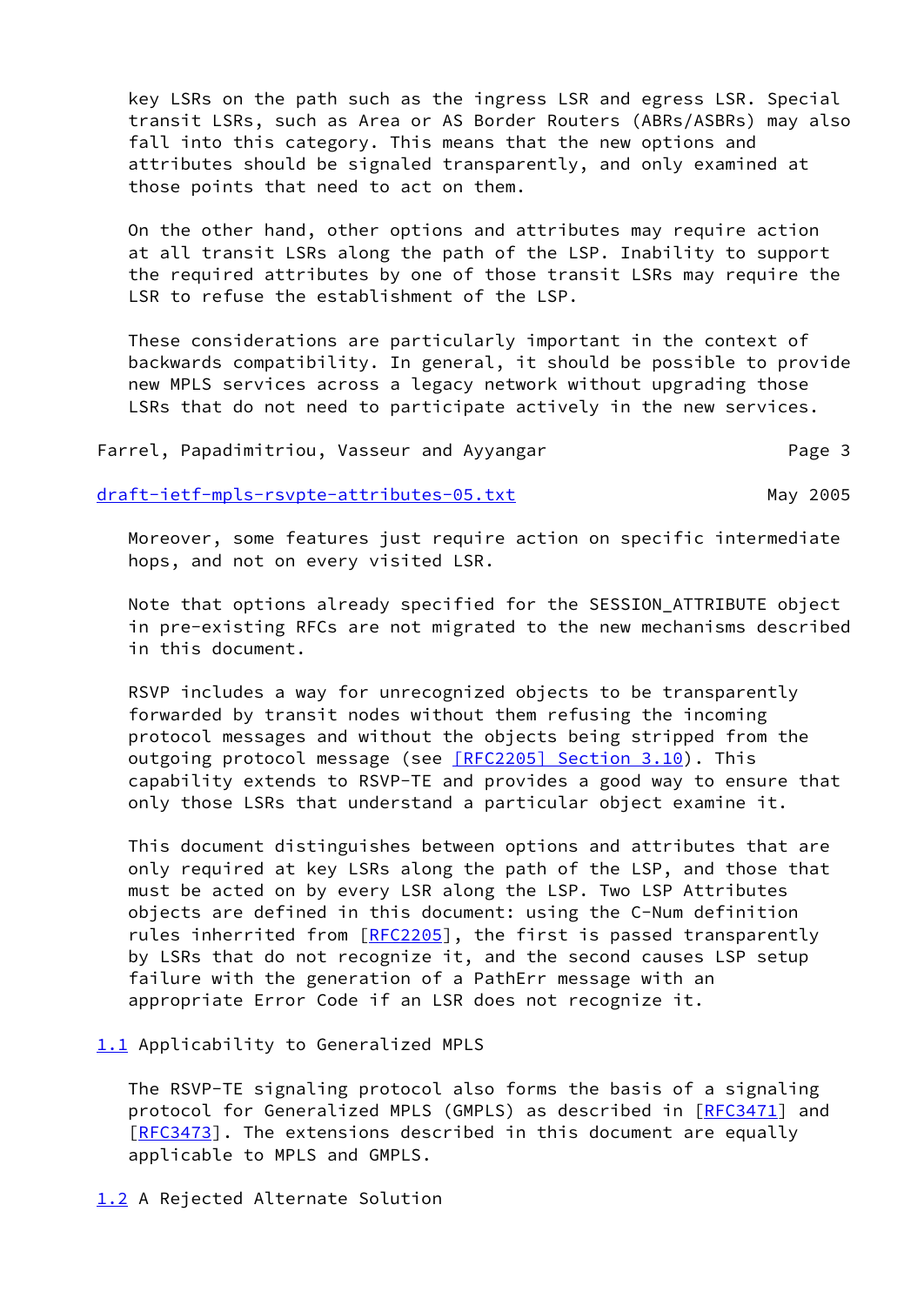key LSRs on the path such as the ingress LSR and egress LSR. Special transit LSRs, such as Area or AS Border Routers (ABRs/ASBRs) may also fall into this category. This means that the new options and attributes should be signaled transparently, and only examined at those points that need to act on them.

On the other hand, other options and attributes may require action at all transit LSRs along the path of the LSP. Inability to support the required attributes by one of those transit LSRs may require the LSR to refuse the establishment of the LSP.

These considerations are particularly important in the context of backwards compatibility. In general, it should be possible to provide new MPLS services across a legacy network without upgrading those LSRs that do not need to participate actively in the new services.

Moreover, some features just require action on specific intermediate hops, and not on every visited LSR.

Note that options already specified for the SESSION_ATTRIBUTE object in pre-existing RFCs are not migrated to the new mechanisms described in this document.

RSVP includes a way for unrecognized objects to be transparently forwarded by transit nodes without them refusing the incoming protocol messages and without the objects being stripped from the outgoing protocol message (see [RFC2205] Section 3.10). This capability extends to RSVP-TE and provides a good way to ensure that only those LSRs that understand a particular object examine it.

This document distinguishes between options and attributes that are only required at key LSRs along the path of the LSP, and those that must be acted on by every LSR along the LSP. Two LSP Attributes objects are defined in this document: using the C-Num definition rules inherited from [RFC2205], the first is passed transparently by LSRs that do not recognize it, and the second causes LSP setup failure with the generation of a PathErr message with an appropriate Error Code if an LSR does not recognize it.

## 1.1 Applicability to Generalized MPLS

The RSVP-TE signaling protocol also forms the basis of a signaling protocol for Generalized MPLS (GMPLS) as described in [RFC3471] and [RFC3473]. The extensions described in this document are equally applicable to MPLS and GMPLS.

## 1.2 A Rejected Alternate Solution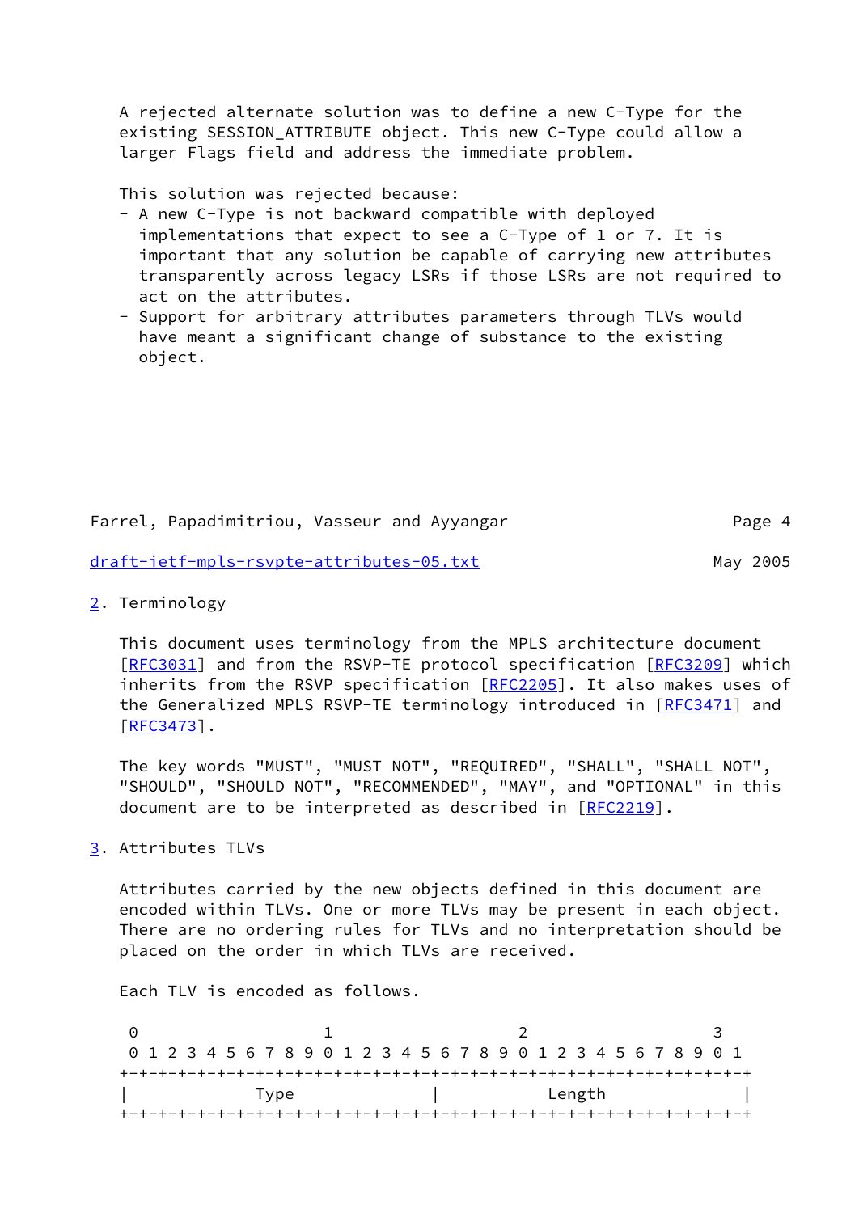A rejected alternate solution was to define a new C-Type for the existing SESSION_ATTRIBUTE object. This new C-Type could allow a larger Flags field and address the immediate problem.

This solution was rejected because:

- A new C-Type is not backward compatible with deployed implementations that expect to see a C-Type of 1 or 7. It is important that any solution be capable of carrying new attributes transparently across legacy LSRs if those LSRs are not required to act on the attributes.
- Support for arbitrary attributes parameters through TLVs would have meant a significant change of substance to the existing object.

## 2. Terminology

This document uses terminology from the MPLS architecture document [RFC3031] and from the RSVP-TE protocol specification [RFC3209] which inherits from the RSVP specification [RFC2205]. It also makes uses of the Generalized MPLS RSVP-TE terminology introduced in [RFC3471] and [RFC3473].

The key words "MUST", "MUST NOT", "REQUIRED", "SHALL", "SHALL NOT", "SHOULD", "SHOULD NOT", "RECOMMENDED", "MAY", and "OPTIONAL" in this document are to be interpreted as described in [RFC2219].

## 3. Attributes TLVs

Attributes carried by the new objects defined in this document are encoded within TLVs. One or more TLVs may be present in each object. There are no ordering rules for TLVs and no interpretation should be placed on the order in which TLVs are received.

Each TLV is encoded as follows.

```
 0                   1                   2                   3
 0 1 2 3 4 5 6 7 8 9 0 1 2 3 4 5 6 7 8 9 0 1 2 3 4 5 6 7 8 9 0 1
+-+-+-+-+-+-+-+-+-+-+-+-+-+-+-+-+-+-+-+-+-+-+-+-+-+-+-+-+-+-+-+-+
|             Type              |           Length              |
+-+-+-+-+-+-+-+-+-+-+-+-+-+-+-+-+-+-+-+-+-+-+-+-+-+-+-+-+-+-+-+-+
```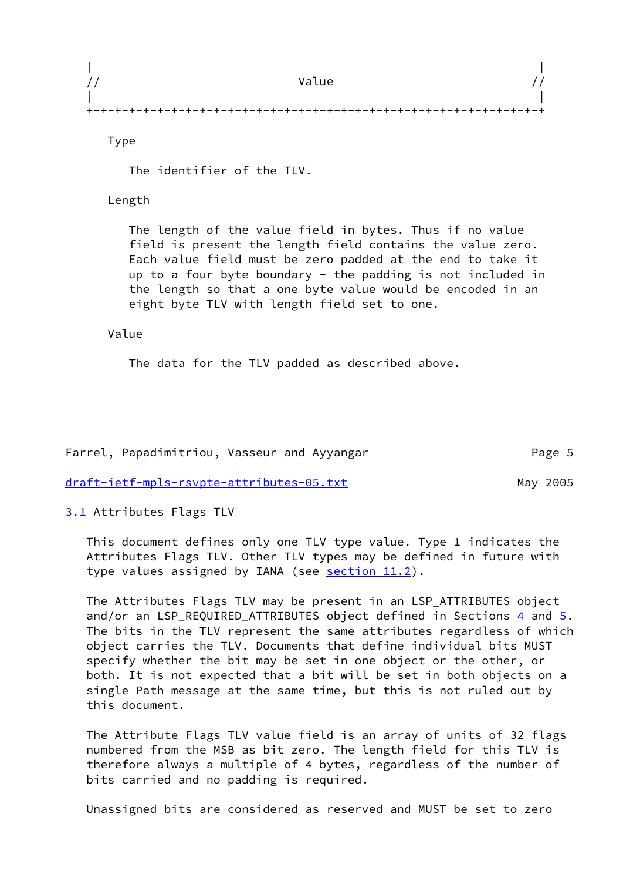```
|                                                               |
//                            Value                            //
|                                                               |
+-+-+-+-+-+-+-+-+-+-+-+-+-+-+-+-+-+-+-+-+-+-+-+-+-+-+-+-+-+-+-+-+
```

Type

The identifier of the TLV.

Length

The length of the value field in bytes. Thus if no value field is present the length field contains the value zero. Each value field must be zero padded at the end to take it up to a four byte boundary - the padding is not included in the length so that a one byte value would be encoded in an eight byte TLV with length field set to one.

Value

The data for the TLV padded as described above.

### 3.1 Attributes Flags TLV

This document defines only one TLV type value. Type 1 indicates the Attributes Flags TLV. Other TLV types may be defined in future with type values assigned by IANA (see section 11.2).

The Attributes Flags TLV may be present in an LSP_ATTRIBUTES object and/or an LSP_REQUIRED_ATTRIBUTES object defined in Sections 4 and 5. The bits in the TLV represent the same attributes regardless of which object carries the TLV. Documents that define individual bits MUST specify whether the bit may be set in one object or the other, or both. It is not expected that a bit will be set in both objects on a single Path message at the same time, but this is not ruled out by this document.

The Attribute Flags TLV value field is an array of units of 32 flags numbered from the MSB as bit zero. The length field for this TLV is therefore always a multiple of 4 bytes, regardless of the number of bits carried and no padding is required.

Unassigned bits are considered as reserved and MUST be set to zero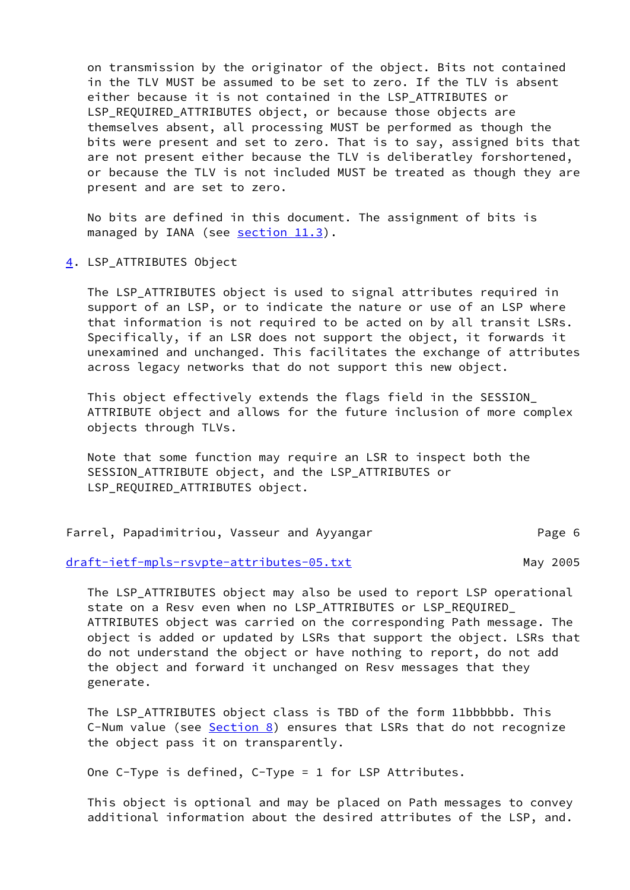on transmission by the originator of the object. Bits not contained in the TLV MUST be assumed to be set to zero. If the TLV is absent either because it is not contained in the LSP_ATTRIBUTES or LSP_REQUIRED_ATTRIBUTES object, or because those objects are themselves absent, all processing MUST be performed as though the bits were present and set to zero. That is to say, assigned bits that are not present either because the TLV is deliberatley forshortened, or because the TLV is not included MUST be treated as though they are present and are set to zero.

No bits are defined in this document. The assignment of bits is managed by IANA (see section 11.3).

## 4. LSP_ATTRIBUTES Object

The LSP_ATTRIBUTES object is used to signal attributes required in support of an LSP, or to indicate the nature or use of an LSP where that information is not required to be acted on by all transit LSRs. Specifically, if an LSR does not support the object, it forwards it unexamined and unchanged. This facilitates the exchange of attributes across legacy networks that do not support this new object.

This object effectively extends the flags field in the SESSION_ATTRIBUTE object and allows for the future inclusion of more complex objects through TLVs.

Note that some function may require an LSR to inspect both the SESSION_ATTRIBUTE object, and the LSP_ATTRIBUTES or LSP_REQUIRED_ATTRIBUTES object.

The LSP_ATTRIBUTES object may also be used to report LSP operational state on a Resv even when no LSP_ATTRIBUTES or LSP_REQUIRED_ATTRIBUTES object was carried on the corresponding Path message. The object is added or updated by LSRs that support the object. LSRs that do not understand the object or have nothing to report, do not add the object and forward it unchanged on Resv messages that they generate.

The LSP_ATTRIBUTES object class is TBD of the form 11bbbbbb. This C-Num value (see Section 8) ensures that LSRs that do not recognize the object pass it on transparently.

One C-Type is defined, C-Type = 1 for LSP Attributes.

This object is optional and may be placed on Path messages to convey additional information about the desired attributes of the LSP, and.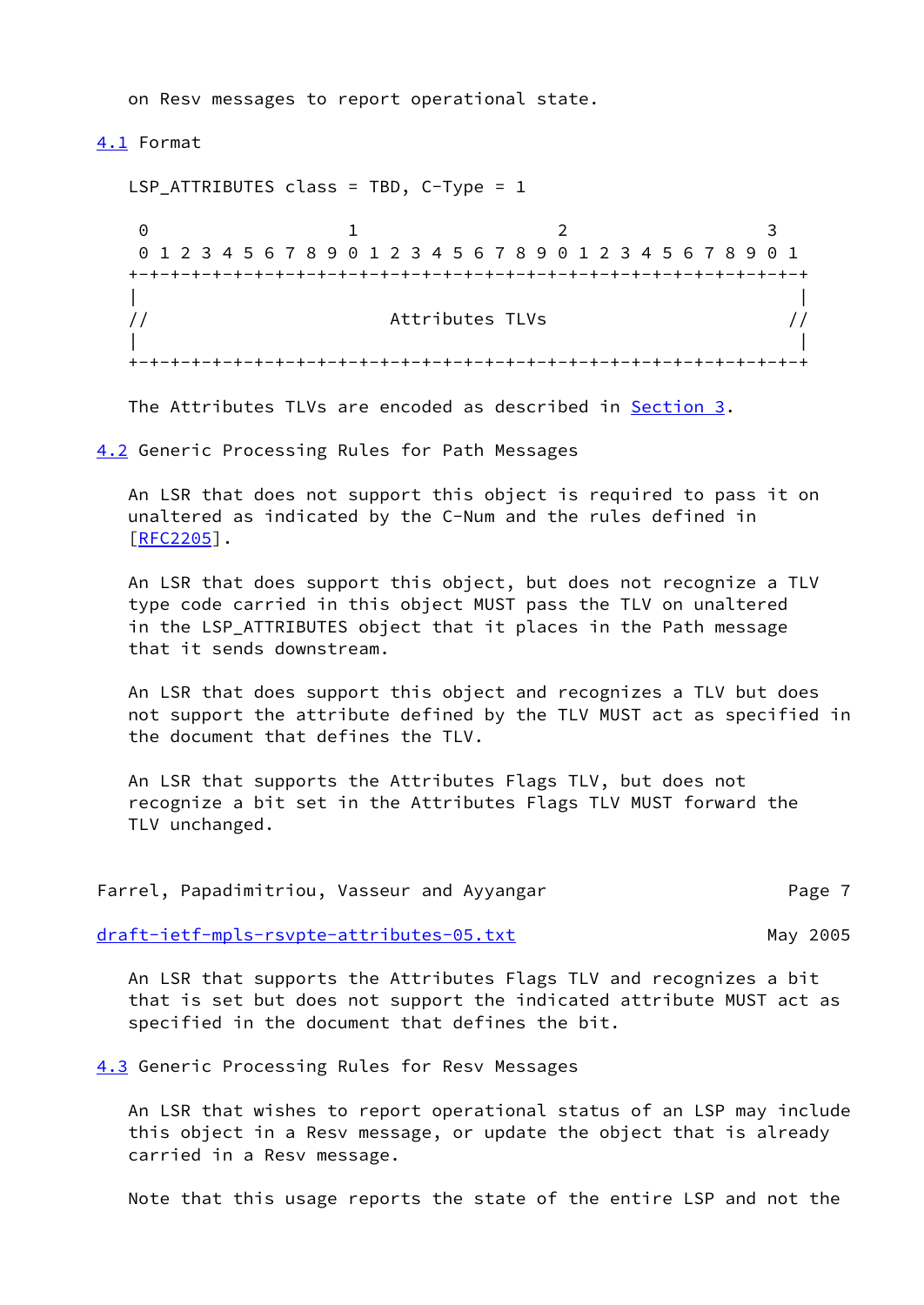on Resv messages to report operational state.

## 4.1 Format

LSP_ATTRIBUTES class = TBD, C-Type = 1

```
 0                   1                   2                   3
 0 1 2 3 4 5 6 7 8 9 0 1 2 3 4 5 6 7 8 9 0 1 2 3 4 5 6 7 8 9 0 1
+-+-+-+-+-+-+-+-+-+-+-+-+-+-+-+-+-+-+-+-+-+-+-+-+-+-+-+-+-+-+-+-+
|                                                               |
//                        Attributes TLVs                      //
|                                                               |
+-+-+-+-+-+-+-+-+-+-+-+-+-+-+-+-+-+-+-+-+-+-+-+-+-+-+-+-+-+-+-+-+
```

The Attributes TLVs are encoded as described in Section 3.

## 4.2 Generic Processing Rules for Path Messages

An LSR that does not support this object is required to pass it on unaltered as indicated by the C-Num and the rules defined in [RFC2205].

An LSR that does support this object, but does not recognize a TLV type code carried in this object MUST pass the TLV on unaltered in the LSP_ATTRIBUTES object that it places in the Path message that it sends downstream.

An LSR that does support this object and recognizes a TLV but does not support the attribute defined by the TLV MUST act as specified in the document that defines the TLV.

An LSR that supports the Attributes Flags TLV, but does not recognize a bit set in the Attributes Flags TLV MUST forward the TLV unchanged.

An LSR that supports the Attributes Flags TLV and recognizes a bit that is set but does not support the indicated attribute MUST act as specified in the document that defines the bit.

## 4.3 Generic Processing Rules for Resv Messages

An LSR that wishes to report operational status of an LSP may include this object in a Resv message, or update the object that is already carried in a Resv message.

Note that this usage reports the state of the entire LSP and not the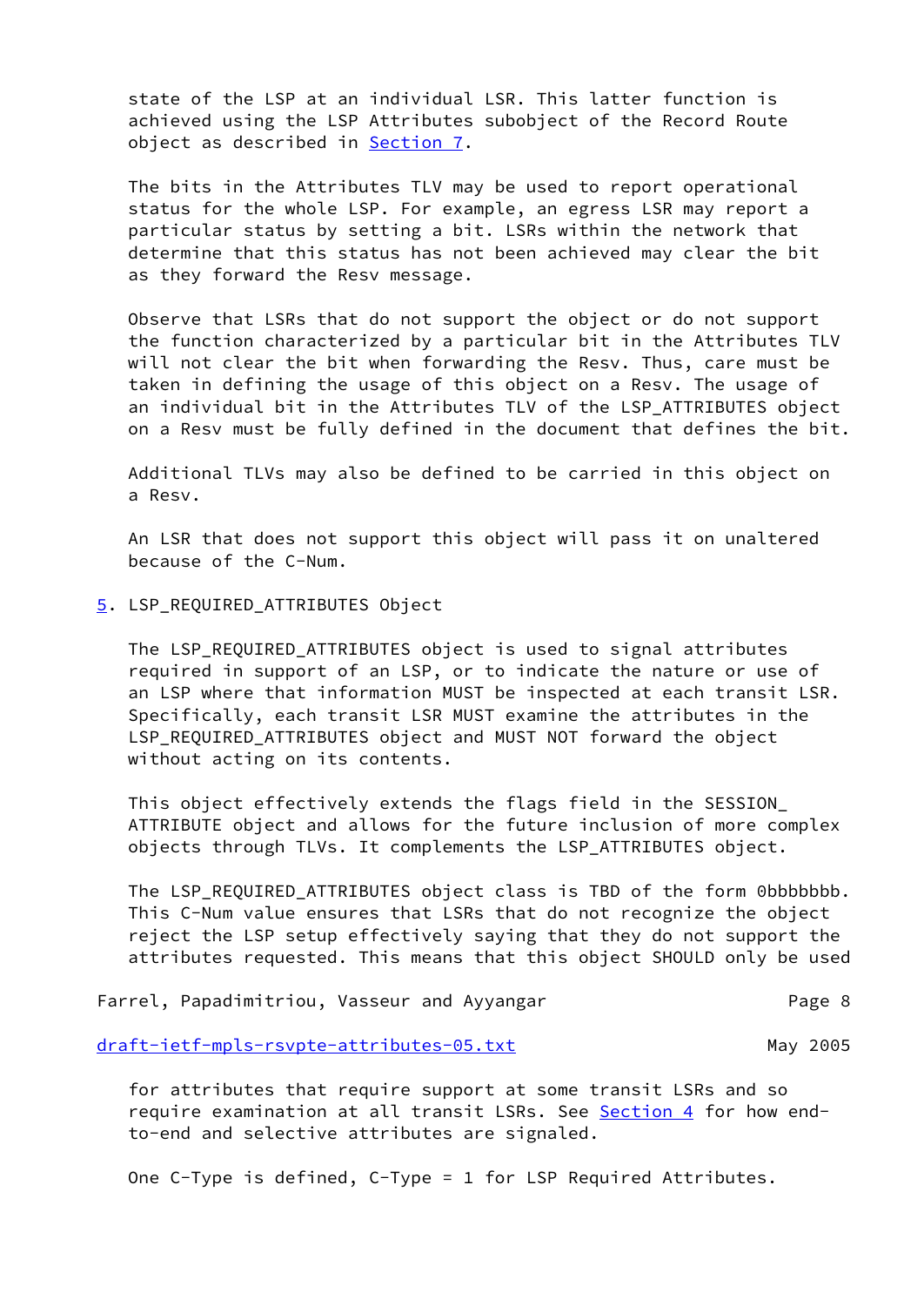state of the LSP at an individual LSR. This latter function is achieved using the LSP Attributes subobject of the Record Route object as described in Section 7.

The bits in the Attributes TLV may be used to report operational status for the whole LSP. For example, an egress LSR may report a particular status by setting a bit. LSRs within the network that determine that this status has not been achieved may clear the bit as they forward the Resv message.

Observe that LSRs that do not support the object or do not support the function characterized by a particular bit in the Attributes TLV will not clear the bit when forwarding the Resv. Thus, care must be taken in defining the usage of this object on a Resv. The usage of an individual bit in the Attributes TLV of the LSP_ATTRIBUTES object on a Resv must be fully defined in the document that defines the bit.

Additional TLVs may also be defined to be carried in this object on a Resv.

An LSR that does not support this object will pass it on unaltered because of the C-Num.

## 5. LSP_REQUIRED_ATTRIBUTES Object

The LSP_REQUIRED_ATTRIBUTES object is used to signal attributes required in support of an LSP, or to indicate the nature or use of an LSP where that information MUST be inspected at each transit LSR. Specifically, each transit LSR MUST examine the attributes in the LSP_REQUIRED_ATTRIBUTES object and MUST NOT forward the object without acting on its contents.

This object effectively extends the flags field in the SESSION_ATTRIBUTE object and allows for the future inclusion of more complex objects through TLVs. It complements the LSP_ATTRIBUTES object.

The LSP_REQUIRED_ATTRIBUTES object class is TBD of the form 0bbbbbbb. This C-Num value ensures that LSRs that do not recognize the object reject the LSP setup effectively saying that they do not support the attributes requested. This means that this object SHOULD only be used for attributes that require support at some transit LSRs and so require examination at all transit LSRs. See Section 4 for how end-to-end and selective attributes are signaled.

One C-Type is defined, C-Type = 1 for LSP Required Attributes.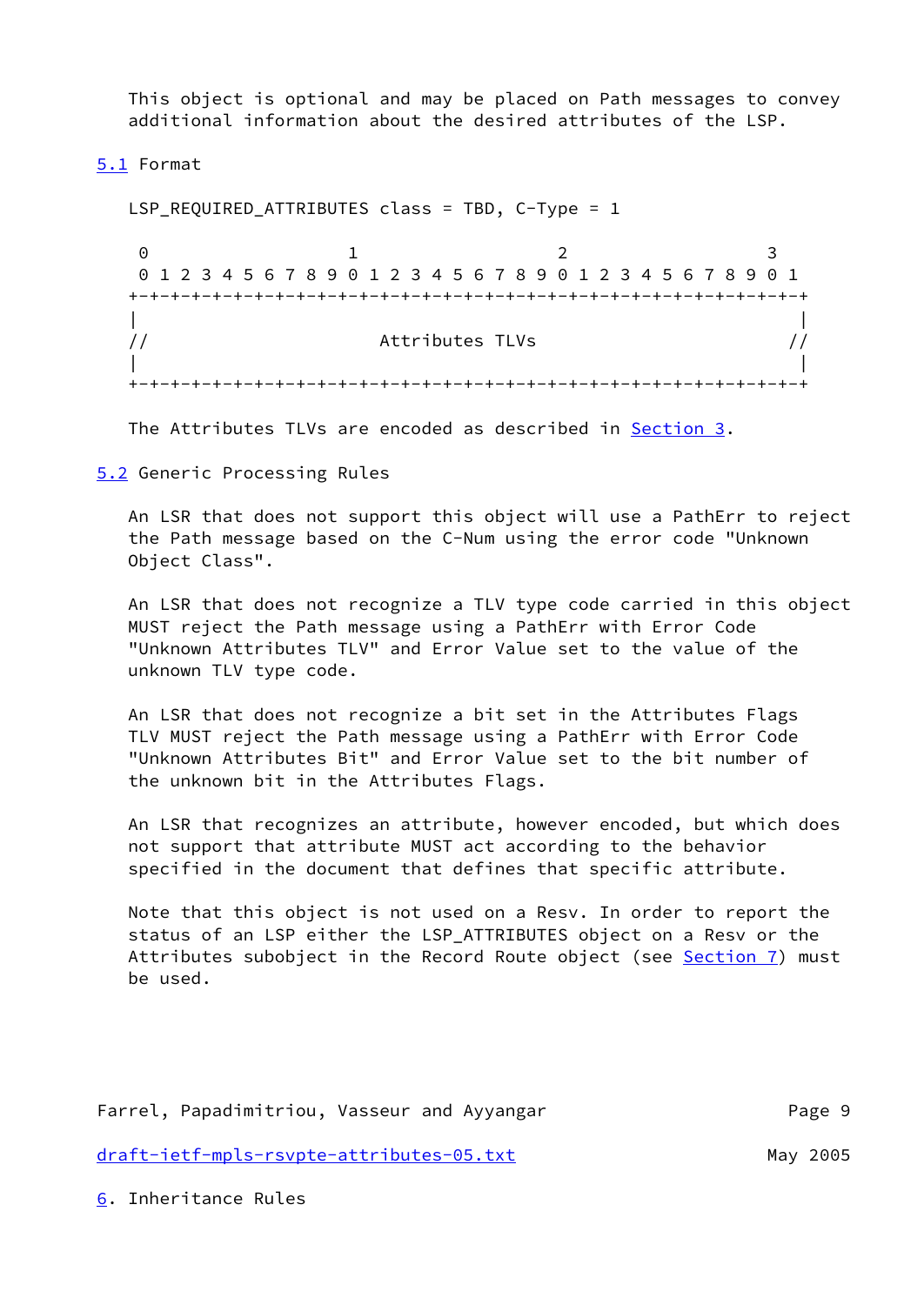This object is optional and may be placed on Path messages to convey additional information about the desired attributes of the LSP.

### 5.1 Format

LSP_REQUIRED_ATTRIBUTES class = TBD, C-Type = 1

```
 0                   1                   2                   3
 0 1 2 3 4 5 6 7 8 9 0 1 2 3 4 5 6 7 8 9 0 1 2 3 4 5 6 7 8 9 0 1
+-+-+-+-+-+-+-+-+-+-+-+-+-+-+-+-+-+-+-+-+-+-+-+-+-+-+-+-+-+-+-+-+
|                                                               |
//                       Attributes TLVs                       //
|                                                               |
+-+-+-+-+-+-+-+-+-+-+-+-+-+-+-+-+-+-+-+-+-+-+-+-+-+-+-+-+-+-+-+-+
```

The Attributes TLVs are encoded as described in Section 3.

### 5.2 Generic Processing Rules

An LSR that does not support this object will use a PathErr to reject the Path message based on the C-Num using the error code "Unknown Object Class".

An LSR that does not recognize a TLV type code carried in this object MUST reject the Path message using a PathErr with Error Code "Unknown Attributes TLV" and Error Value set to the value of the unknown TLV type code.

An LSR that does not recognize a bit set in the Attributes Flags TLV MUST reject the Path message using a PathErr with Error Code "Unknown Attributes Bit" and Error Value set to the bit number of the unknown bit in the Attributes Flags.

An LSR that recognizes an attribute, however encoded, but which does not support that attribute MUST act according to the behavior specified in the document that defines that specific attribute.

Note that this object is not used on a Resv. In order to report the status of an LSP either the LSP_ATTRIBUTES object on a Resv or the Attributes subobject in the Record Route object (see Section 7) must be used.

## 6. Inheritance Rules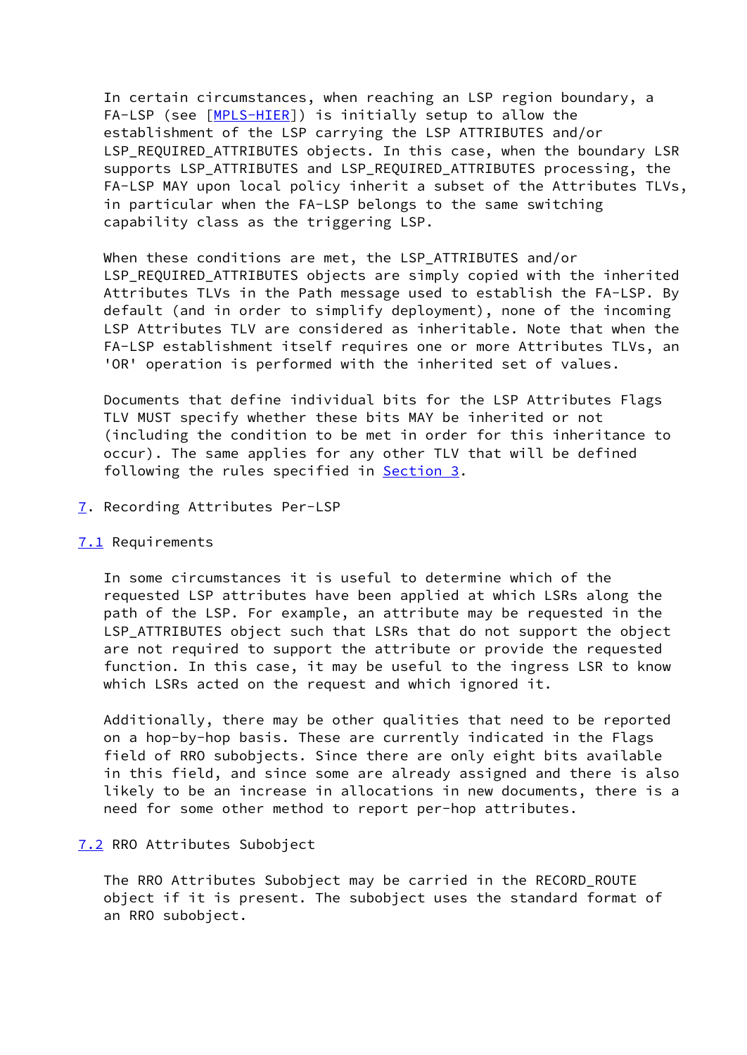In certain circumstances, when reaching an LSP region boundary, a FA-LSP (see [MPLS-HIER]) is initially setup to allow the establishment of the LSP carrying the LSP ATTRIBUTES and/or LSP_REQUIRED_ATTRIBUTES objects. In this case, when the boundary LSR supports LSP_ATTRIBUTES and LSP_REQUIRED_ATTRIBUTES processing, the FA-LSP MAY upon local policy inherit a subset of the Attributes TLVs, in particular when the FA-LSP belongs to the same switching capability class as the triggering LSP.

When these conditions are met, the LSP_ATTRIBUTES and/or LSP_REQUIRED_ATTRIBUTES objects are simply copied with the inherited Attributes TLVs in the Path message used to establish the FA-LSP. By default (and in order to simplify deployment), none of the incoming LSP Attributes TLV are considered as inheritable. Note that when the FA-LSP establishment itself requires one or more Attributes TLVs, an 'OR' operation is performed with the inherited set of values.

Documents that define individual bits for the LSP Attributes Flags TLV MUST specify whether these bits MAY be inherited or not (including the condition to be met in order for this inheritance to occur). The same applies for any other TLV that will be defined following the rules specified in Section 3.

## 7. Recording Attributes Per-LSP

### 7.1 Requirements

In some circumstances it is useful to determine which of the requested LSP attributes have been applied at which LSRs along the path of the LSP. For example, an attribute may be requested in the LSP_ATTRIBUTES object such that LSRs that do not support the object are not required to support the attribute or provide the requested function. In this case, it may be useful to the ingress LSR to know which LSRs acted on the request and which ignored it.

Additionally, there may be other qualities that need to be reported on a hop-by-hop basis. These are currently indicated in the Flags field of RRO subobjects. Since there are only eight bits available in this field, and since some are already assigned and there is also likely to be an increase in allocations in new documents, there is a need for some other method to report per-hop attributes.

### 7.2 RRO Attributes Subobject

The RRO Attributes Subobject may be carried in the RECORD_ROUTE object if it is present. The subobject uses the standard format of an RRO subobject.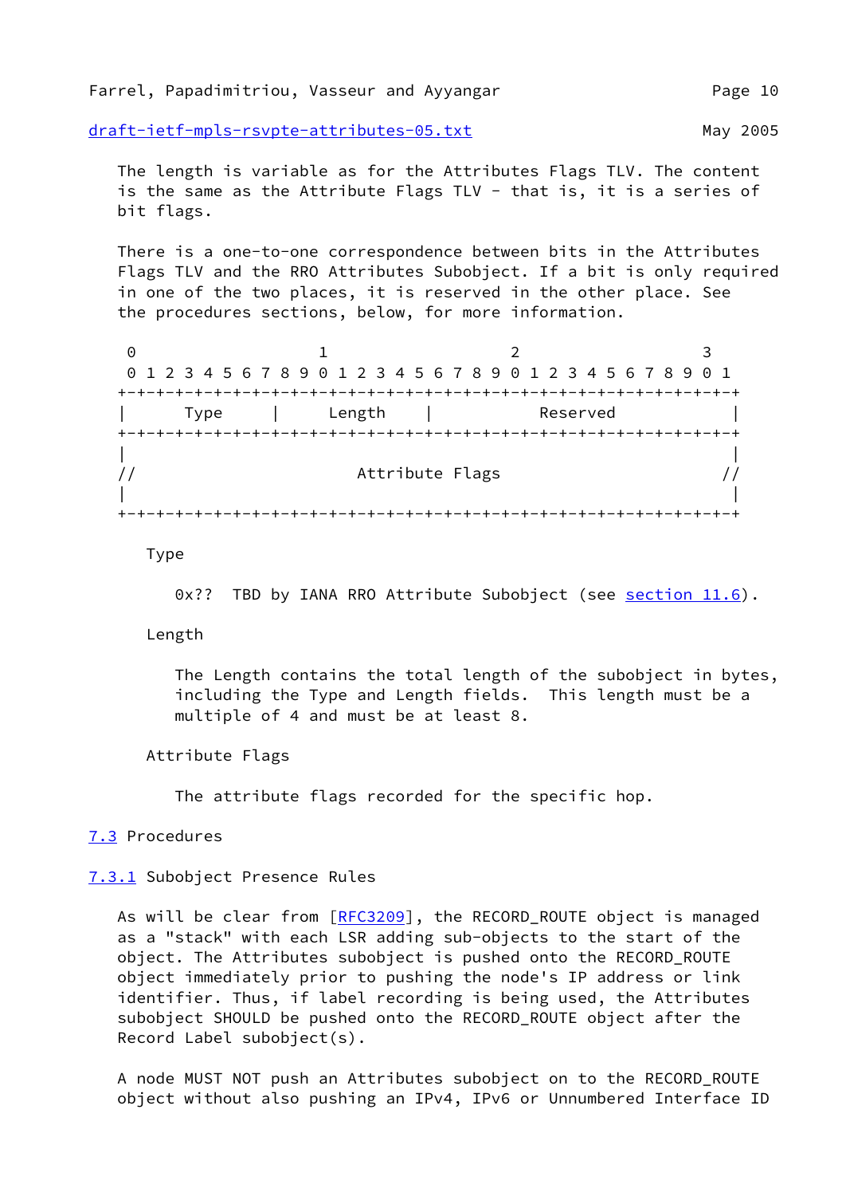The length is variable as for the Attributes Flags TLV. The content is the same as the Attribute Flags TLV - that is, it is a series of bit flags.

There is a one-to-one correspondence between bits in the Attributes Flags TLV and the RRO Attributes Subobject. If a bit is only required in one of the two places, it is reserved in the other place. See the procedures sections, below, for more information.

```
 0                   1                   2                   3
 0 1 2 3 4 5 6 7 8 9 0 1 2 3 4 5 6 7 8 9 0 1 2 3 4 5 6 7 8 9 0 1
+-+-+-+-+-+-+-+-+-+-+-+-+-+-+-+-+-+-+-+-+-+-+-+-+-+-+-+-+-+-+-+-+
|      Type     |     Length    |           Reserved            |
+-+-+-+-+-+-+-+-+-+-+-+-+-+-+-+-+-+-+-+-+-+-+-+-+-+-+-+-+-+-+-+-+
|                                                               |
//                        Attribute Flags                      //
|                                                               |
+-+-+-+-+-+-+-+-+-+-+-+-+-+-+-+-+-+-+-+-+-+-+-+-+-+-+-+-+-+-+-+-+
```

Type

0x??  TBD by IANA RRO Attribute Subobject (see section 11.6).

Length

The Length contains the total length of the subobject in bytes, including the Type and Length fields.  This length must be a multiple of 4 and must be at least 8.

Attribute Flags

The attribute flags recorded for the specific hop.

## 7.3 Procedures

### 7.3.1 Subobject Presence Rules

As will be clear from [RFC3209], the RECORD_ROUTE object is managed as a "stack" with each LSR adding sub-objects to the start of the object. The Attributes subobject is pushed onto the RECORD_ROUTE object immediately prior to pushing the node's IP address or link identifier. Thus, if label recording is being used, the Attributes subobject SHOULD be pushed onto the RECORD_ROUTE object after the Record Label subobject(s).

A node MUST NOT push an Attributes subobject on to the RECORD_ROUTE object without also pushing an IPv4, IPv6 or Unnumbered Interface ID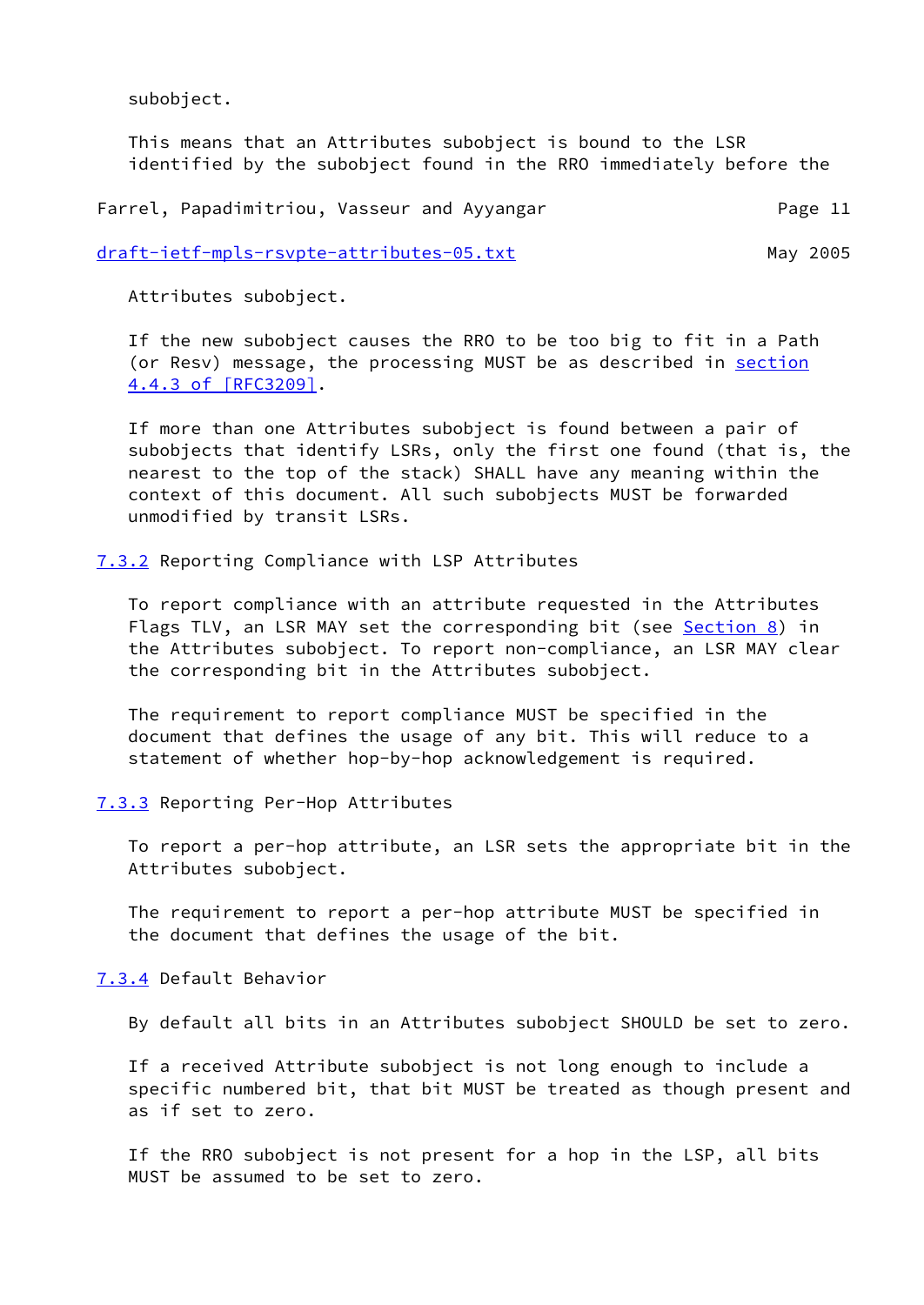subobject.

This means that an Attributes subobject is bound to the LSR identified by the subobject found in the RRO immediately before the Attributes subobject.

If the new subobject causes the RRO to be too big to fit in a Path (or Resv) message, the processing MUST be as described in section 4.4.3 of [RFC3209].

If more than one Attributes subobject is found between a pair of subobjects that identify LSRs, only the first one found (that is, the nearest to the top of the stack) SHALL have any meaning within the context of this document. All such subobjects MUST be forwarded unmodified by transit LSRs.

### 7.3.2 Reporting Compliance with LSP Attributes

To report compliance with an attribute requested in the Attributes Flags TLV, an LSR MAY set the corresponding bit (see Section 8) in the Attributes subobject. To report non-compliance, an LSR MAY clear the corresponding bit in the Attributes subobject.

The requirement to report compliance MUST be specified in the document that defines the usage of any bit. This will reduce to a statement of whether hop-by-hop acknowledgement is required.

### 7.3.3 Reporting Per-Hop Attributes

To report a per-hop attribute, an LSR sets the appropriate bit in the Attributes subobject.

The requirement to report a per-hop attribute MUST be specified in the document that defines the usage of the bit.

### 7.3.4 Default Behavior

By default all bits in an Attributes subobject SHOULD be set to zero.

If a received Attribute subobject is not long enough to include a specific numbered bit, that bit MUST be treated as though present and as if set to zero.

If the RRO subobject is not present for a hop in the LSP, all bits MUST be assumed to be set to zero.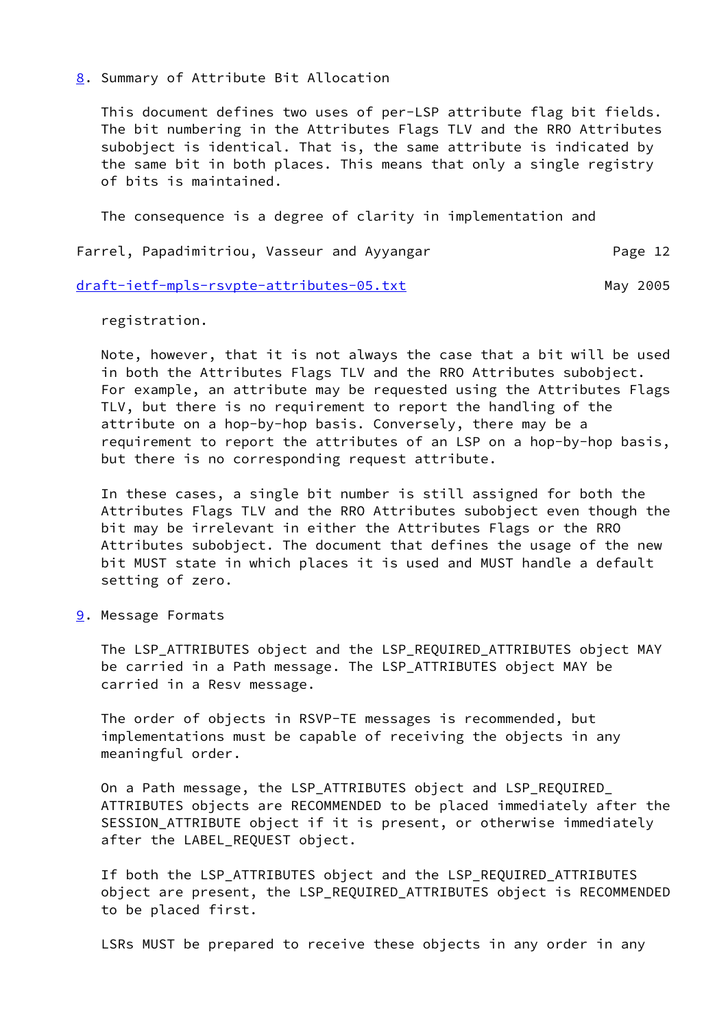## 8. Summary of Attribute Bit Allocation

This document defines two uses of per-LSP attribute flag bit fields. The bit numbering in the Attributes Flags TLV and the RRO Attributes subobject is identical. That is, the same attribute is indicated by the same bit in both places. This means that only a single registry of bits is maintained.

The consequence is a degree of clarity in implementation and registration.

Note, however, that it is not always the case that a bit will be used in both the Attributes Flags TLV and the RRO Attributes subobject. For example, an attribute may be requested using the Attributes Flags TLV, but there is no requirement to report the handling of the attribute on a hop-by-hop basis. Conversely, there may be a requirement to report the attributes of an LSP on a hop-by-hop basis, but there is no corresponding request attribute.

In these cases, a single bit number is still assigned for both the Attributes Flags TLV and the RRO Attributes subobject even though the bit may be irrelevant in either the Attributes Flags or the RRO Attributes subobject. The document that defines the usage of the new bit MUST state in which places it is used and MUST handle a default setting of zero.

## 9. Message Formats

The LSP_ATTRIBUTES object and the LSP_REQUIRED_ATTRIBUTES object MAY be carried in a Path message. The LSP_ATTRIBUTES object MAY be carried in a Resv message.

The order of objects in RSVP-TE messages is recommended, but implementations must be capable of receiving the objects in any meaningful order.

On a Path message, the LSP_ATTRIBUTES object and LSP_REQUIRED_ ATTRIBUTES objects are RECOMMENDED to be placed immediately after the SESSION_ATTRIBUTE object if it is present, or otherwise immediately after the LABEL_REQUEST object.

If both the LSP_ATTRIBUTES object and the LSP_REQUIRED_ATTRIBUTES object are present, the LSP_REQUIRED_ATTRIBUTES object is RECOMMENDED to be placed first.

LSRs MUST be prepared to receive these objects in any order in any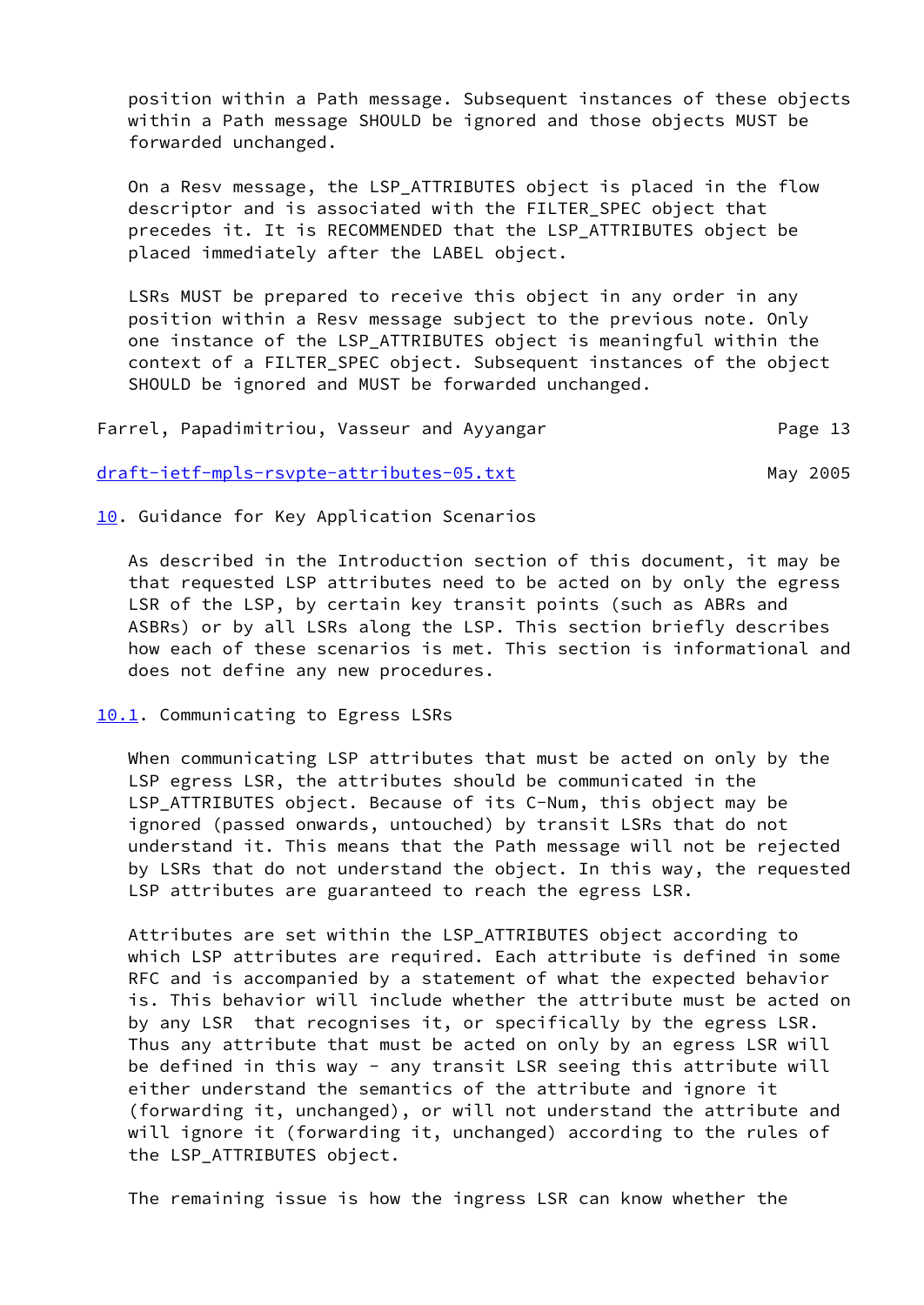position within a Path message. Subsequent instances of these objects within a Path message SHOULD be ignored and those objects MUST be forwarded unchanged.

On a Resv message, the LSP_ATTRIBUTES object is placed in the flow descriptor and is associated with the FILTER_SPEC object that precedes it. It is RECOMMENDED that the LSP_ATTRIBUTES object be placed immediately after the LABEL object.

LSRs MUST be prepared to receive this object in any order in any position within a Resv message subject to the previous note. Only one instance of the LSP_ATTRIBUTES object is meaningful within the context of a FILTER_SPEC object. Subsequent instances of the object SHOULD be ignored and MUST be forwarded unchanged.

## 10. Guidance for Key Application Scenarios

As described in the Introduction section of this document, it may be that requested LSP attributes need to be acted on by only the egress LSR of the LSP, by certain key transit points (such as ABRs and ASBRs) or by all LSRs along the LSP. This section briefly describes how each of these scenarios is met. This section is informational and does not define any new procedures.

### 10.1. Communicating to Egress LSRs

When communicating LSP attributes that must be acted on only by the LSP egress LSR, the attributes should be communicated in the LSP_ATTRIBUTES object. Because of its C-Num, this object may be ignored (passed onwards, untouched) by transit LSRs that do not understand it. This means that the Path message will not be rejected by LSRs that do not understand the object. In this way, the requested LSP attributes are guaranteed to reach the egress LSR.

Attributes are set within the LSP_ATTRIBUTES object according to which LSP attributes are required. Each attribute is defined in some RFC and is accompanied by a statement of what the expected behavior is. This behavior will include whether the attribute must be acted on by any LSR that recognises it, or specifically by the egress LSR. Thus any attribute that must be acted on only by an egress LSR will be defined in this way - any transit LSR seeing this attribute will either understand the semantics of the attribute and ignore it (forwarding it, unchanged), or will not understand the attribute and will ignore it (forwarding it, unchanged) according to the rules of the LSP_ATTRIBUTES object.

The remaining issue is how the ingress LSR can know whether the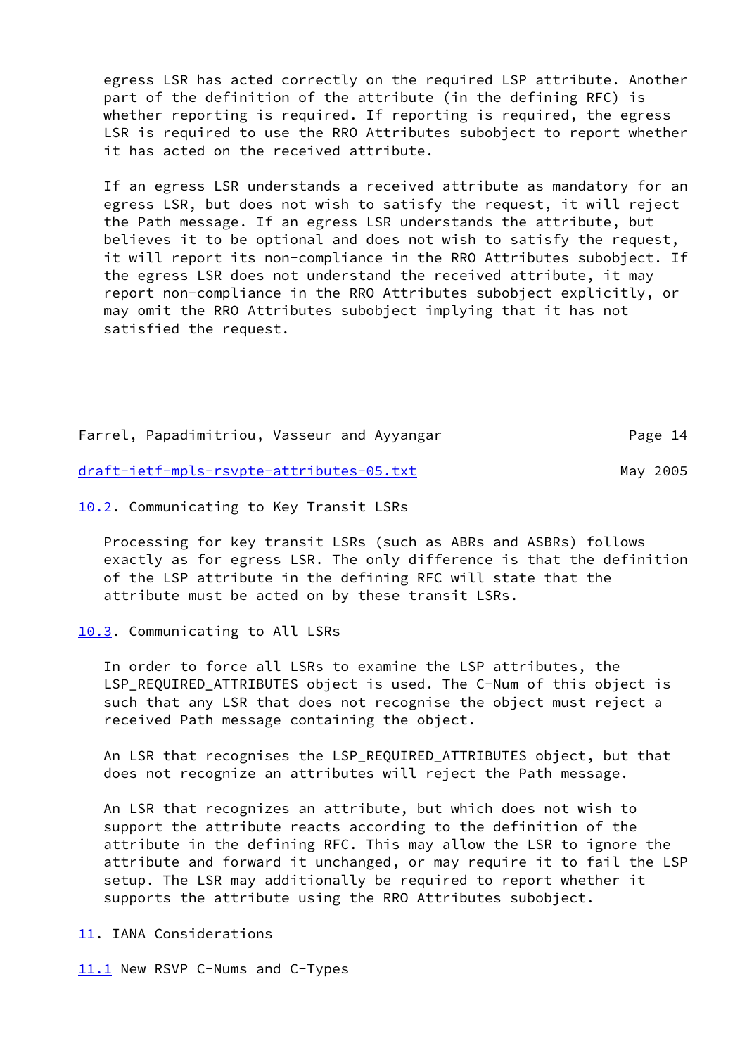egress LSR has acted correctly on the required LSP attribute. Another part of the definition of the attribute (in the defining RFC) is whether reporting is required. If reporting is required, the egress LSR is required to use the RRO Attributes subobject to report whether it has acted on the received attribute.

If an egress LSR understands a received attribute as mandatory for an egress LSR, but does not wish to satisfy the request, it will reject the Path message. If an egress LSR understands the attribute, but believes it to be optional and does not wish to satisfy the request, it will report its non-compliance in the RRO Attributes subobject. If the egress LSR does not understand the received attribute, it may report non-compliance in the RRO Attributes subobject explicitly, or may omit the RRO Attributes subobject implying that it has not satisfied the request.

### 10.2. Communicating to Key Transit LSRs

Processing for key transit LSRs (such as ABRs and ASBRs) follows exactly as for egress LSR. The only difference is that the definition of the LSP attribute in the defining RFC will state that the attribute must be acted on by these transit LSRs.

### 10.3. Communicating to All LSRs

In order to force all LSRs to examine the LSP attributes, the LSP_REQUIRED_ATTRIBUTES object is used. The C-Num of this object is such that any LSR that does not recognise the object must reject a received Path message containing the object.

An LSR that recognises the LSP_REQUIRED_ATTRIBUTES object, but that does not recognize an attributes will reject the Path message.

An LSR that recognizes an attribute, but which does not wish to support the attribute reacts according to the definition of the attribute in the defining RFC. This may allow the LSR to ignore the attribute and forward it unchanged, or may require it to fail the LSP setup. The LSR may additionally be required to report whether it supports the attribute using the RRO Attributes subobject.

## 11. IANA Considerations

### 11.1 New RSVP C-Nums and C-Types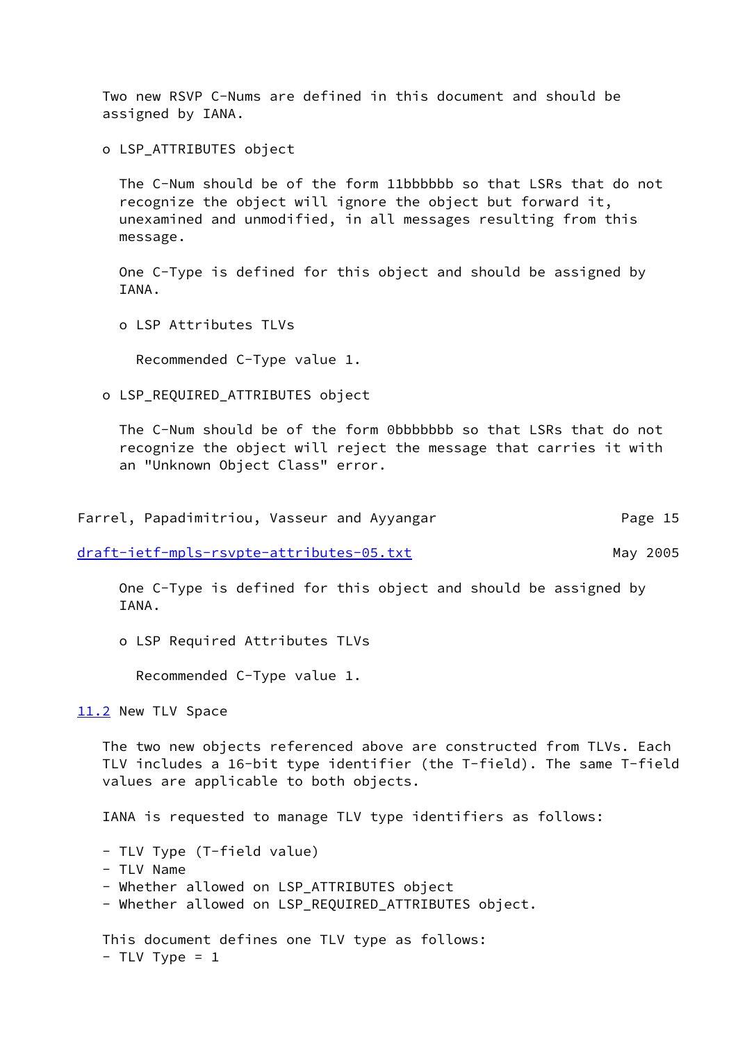Two new RSVP C-Nums are defined in this document and should be assigned by IANA.

- o LSP_ATTRIBUTES object

  The C-Num should be of the form 11bbbbbb so that LSRs that do not recognize the object will ignore the object but forward it, unexamined and unmodified, in all messages resulting from this message.

  One C-Type is defined for this object and should be assigned by IANA.

  - o LSP Attributes TLVs

    Recommended C-Type value 1.

- o LSP_REQUIRED_ATTRIBUTES object

  The C-Num should be of the form 0bbbbbbb so that LSRs that do not recognize the object will reject the message that carries it with an "Unknown Object Class" error.

  One C-Type is defined for this object and should be assigned by IANA.

  - o LSP Required Attributes TLVs

    Recommended C-Type value 1.

## 11.2 New TLV Space

The two new objects referenced above are constructed from TLVs. Each TLV includes a 16-bit type identifier (the T-field). The same T-field values are applicable to both objects.

IANA is requested to manage TLV type identifiers as follows:

- TLV Type (T-field value)
- TLV Name
- Whether allowed on LSP_ATTRIBUTES object
- Whether allowed on LSP_REQUIRED_ATTRIBUTES object.

This document defines one TLV type as follows:
- TLV Type = 1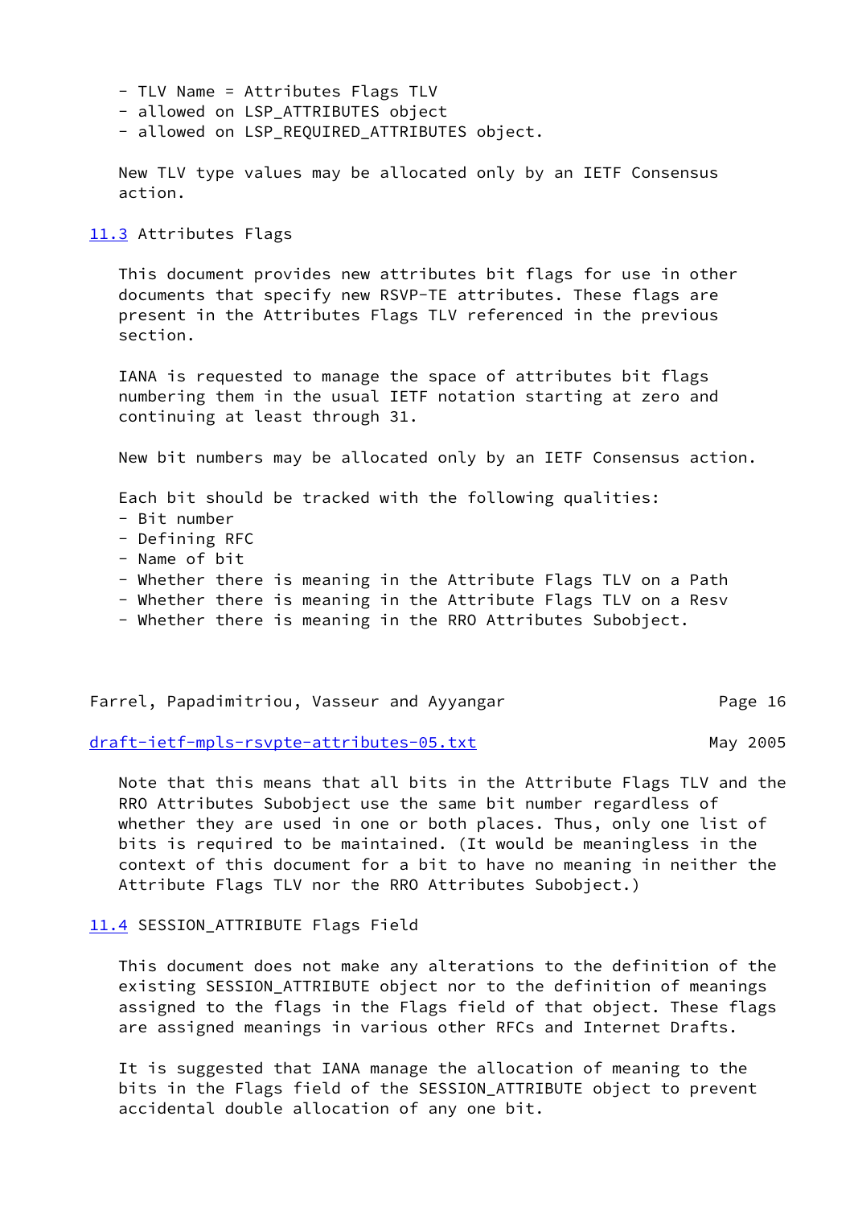- TLV Name = Attributes Flags TLV
- allowed on LSP_ATTRIBUTES object
- allowed on LSP_REQUIRED_ATTRIBUTES object.

New TLV type values may be allocated only by an IETF Consensus action.

## 11.3 Attributes Flags

This document provides new attributes bit flags for use in other documents that specify new RSVP-TE attributes. These flags are present in the Attributes Flags TLV referenced in the previous section.

IANA is requested to manage the space of attributes bit flags numbering them in the usual IETF notation starting at zero and continuing at least through 31.

New bit numbers may be allocated only by an IETF Consensus action.

Each bit should be tracked with the following qualities:

- Bit number
- Defining RFC
- Name of bit
- Whether there is meaning in the Attribute Flags TLV on a Path
- Whether there is meaning in the Attribute Flags TLV on a Resv
- Whether there is meaning in the RRO Attributes Subobject.

Note that this means that all bits in the Attribute Flags TLV and the RRO Attributes Subobject use the same bit number regardless of whether they are used in one or both places. Thus, only one list of bits is required to be maintained. (It would be meaningless in the context of this document for a bit to have no meaning in neither the Attribute Flags TLV nor the RRO Attributes Subobject.)

## 11.4 SESSION_ATTRIBUTE Flags Field

This document does not make any alterations to the definition of the existing SESSION_ATTRIBUTE object nor to the definition of meanings assigned to the flags in the Flags field of that object. These flags are assigned meanings in various other RFCs and Internet Drafts.

It is suggested that IANA manage the allocation of meaning to the bits in the Flags field of the SESSION_ATTRIBUTE object to prevent accidental double allocation of any one bit.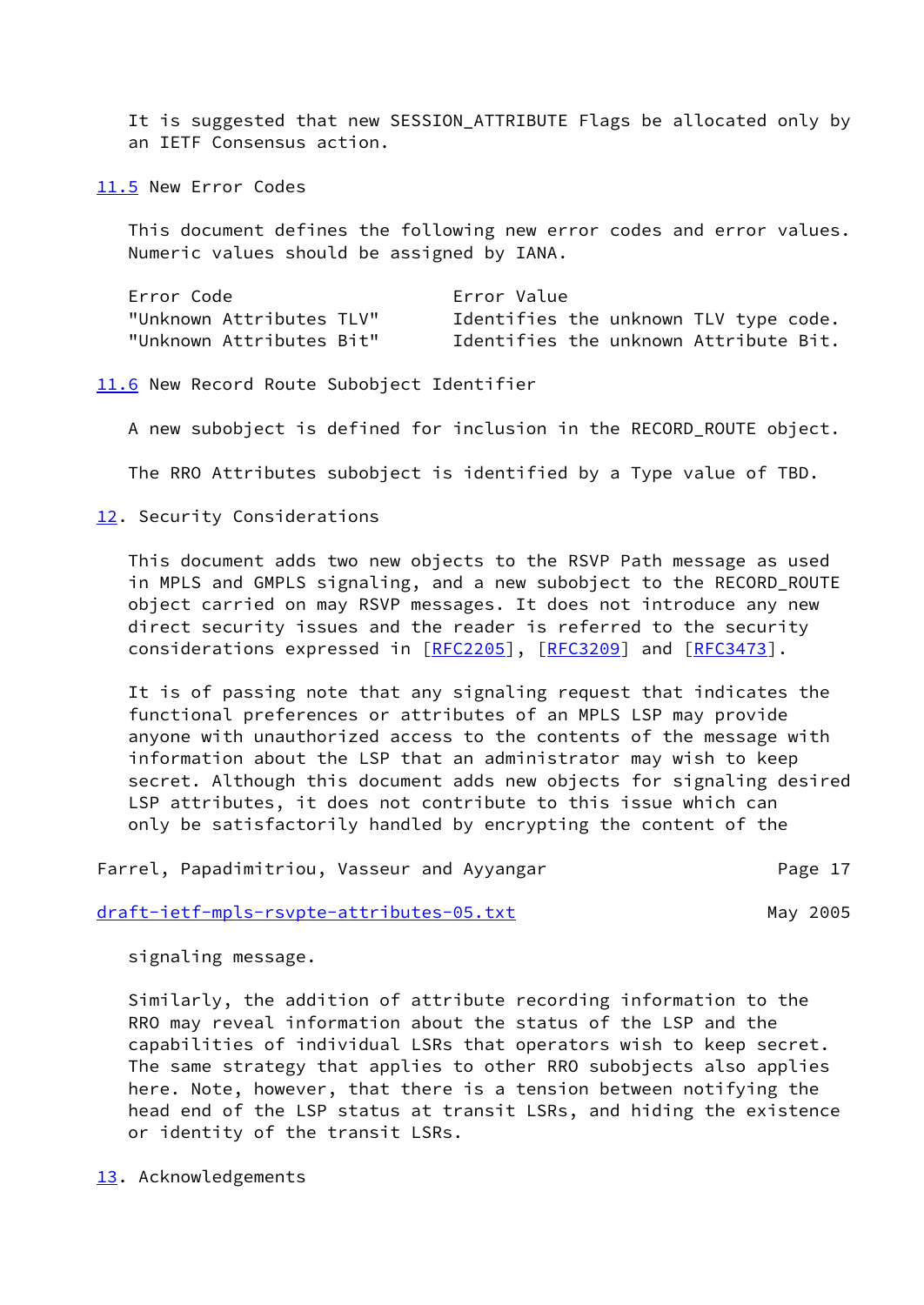It is suggested that new SESSION_ATTRIBUTE Flags be allocated only by an IETF Consensus action.

### 11.5 New Error Codes

This document defines the following new error codes and error values. Numeric values should be assigned by IANA.

| Error Code | Error Value |
| --- | --- |
| "Unknown Attributes TLV" | Identifies the unknown TLV type code. |
| "Unknown Attributes Bit" | Identifies the unknown Attribute Bit. |

### 11.6 New Record Route Subobject Identifier

A new subobject is defined for inclusion in the RECORD_ROUTE object.

The RRO Attributes subobject is identified by a Type value of TBD.

## 12. Security Considerations

This document adds two new objects to the RSVP Path message as used in MPLS and GMPLS signaling, and a new subobject to the RECORD_ROUTE object carried on may RSVP messages. It does not introduce any new direct security issues and the reader is referred to the security considerations expressed in [RFC2205], [RFC3209] and [RFC3473].

It is of passing note that any signaling request that indicates the functional preferences or attributes of an MPLS LSP may provide anyone with unauthorized access to the contents of the message with information about the LSP that an administrator may wish to keep secret. Although this document adds new objects for signaling desired LSP attributes, it does not contribute to this issue which can only be satisfactorily handled by encrypting the content of the signaling message.

Similarly, the addition of attribute recording information to the RRO may reveal information about the status of the LSP and the capabilities of individual LSRs that operators wish to keep secret. The same strategy that applies to other RRO subobjects also applies here. Note, however, that there is a tension between notifying the head end of the LSP status at transit LSRs, and hiding the existence or identity of the transit LSRs.

## 13. Acknowledgements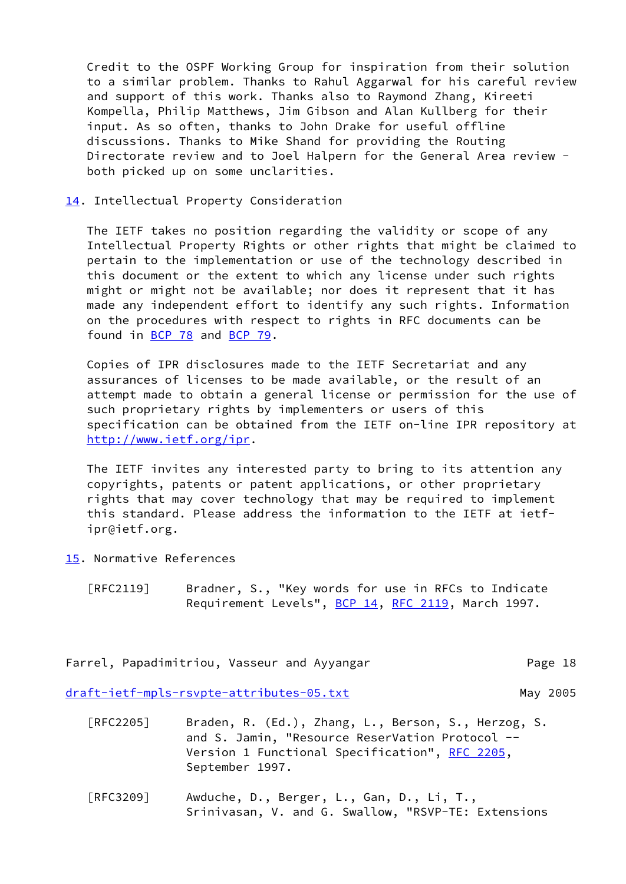Credit to the OSPF Working Group for inspiration from their solution to a similar problem. Thanks to Rahul Aggarwal for his careful review and support of this work. Thanks also to Raymond Zhang, Kireeti Kompella, Philip Matthews, Jim Gibson and Alan Kullberg for their input. As so often, thanks to John Drake for useful offline discussions. Thanks to Mike Shand for providing the Routing Directorate review and to Joel Halpern for the General Area review - both picked up on some unclarities.

## 14. Intellectual Property Consideration

The IETF takes no position regarding the validity or scope of any Intellectual Property Rights or other rights that might be claimed to pertain to the implementation or use of the technology described in this document or the extent to which any license under such rights might or might not be available; nor does it represent that it has made any independent effort to identify any such rights. Information on the procedures with respect to rights in RFC documents can be found in BCP 78 and BCP 79.

Copies of IPR disclosures made to the IETF Secretariat and any assurances of licenses to be made available, or the result of an attempt made to obtain a general license or permission for the use of such proprietary rights by implementers or users of this specification can be obtained from the IETF on-line IPR repository at http://www.ietf.org/ipr.

The IETF invites any interested party to bring to its attention any copyrights, patents or patent applications, or other proprietary rights that may cover technology that may be required to implement this standard. Please address the information to the IETF at ietf-ipr@ietf.org.

## 15. Normative References

[RFC2119] Bradner, S., "Key words for use in RFCs to Indicate Requirement Levels", BCP 14, RFC 2119, March 1997.

[RFC2205] Braden, R. (Ed.), Zhang, L., Berson, S., Herzog, S. and S. Jamin, "Resource ReserVation Protocol -- Version 1 Functional Specification", RFC 2205, September 1997.

[RFC3209] Awduche, D., Berger, L., Gan, D., Li, T., Srinivasan, V. and G. Swallow, "RSVP-TE: Extensions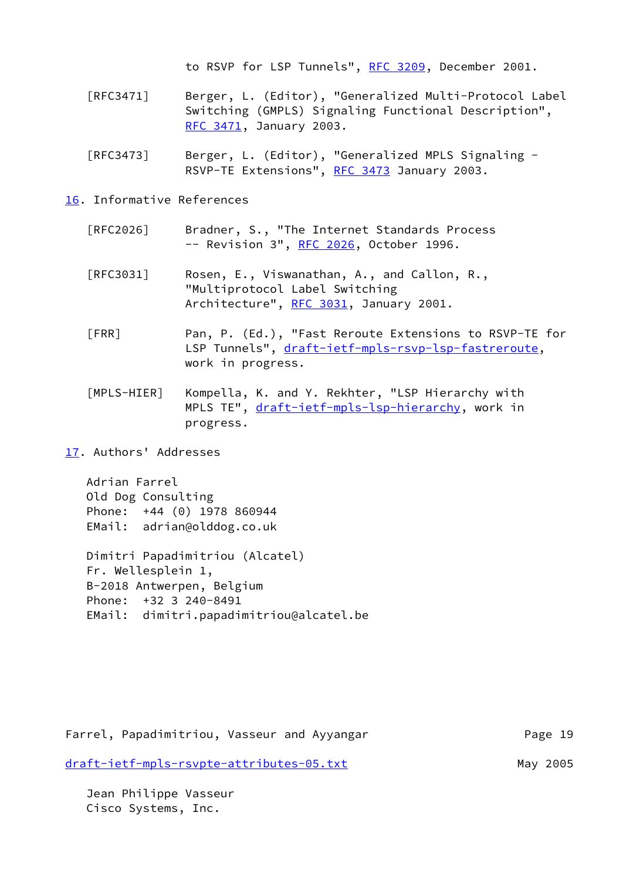to RSVP for LSP Tunnels", RFC 3209, December 2001.

[RFC3471] Berger, L. (Editor), "Generalized Multi-Protocol Label Switching (GMPLS) Signaling Functional Description", RFC 3471, January 2003.

[RFC3473] Berger, L. (Editor), "Generalized MPLS Signaling - RSVP-TE Extensions", RFC 3473 January 2003.

## 16. Informative References

[RFC2026] Bradner, S., "The Internet Standards Process -- Revision 3", RFC 2026, October 1996.

[RFC3031] Rosen, E., Viswanathan, A., and Callon, R., "Multiprotocol Label Switching Architecture", RFC 3031, January 2001.

[FRR] Pan, P. (Ed.), "Fast Reroute Extensions to RSVP-TE for LSP Tunnels", draft-ietf-mpls-rsvp-lsp-fastreroute, work in progress.

[MPLS-HIER] Kompella, K. and Y. Rekhter, "LSP Hierarchy with MPLS TE", draft-ietf-mpls-lsp-hierarchy, work in progress.

## 17. Authors' Addresses

Adrian Farrel
Old Dog Consulting
Phone: +44 (0) 1978 860944
EMail: adrian@olddog.co.uk

Dimitri Papadimitriou (Alcatel)
Fr. Wellesplein 1,
B-2018 Antwerpen, Belgium
Phone: +32 3 240-8491
EMail: dimitri.papadimitriou@alcatel.be

Jean Philippe Vasseur
Cisco Systems, Inc.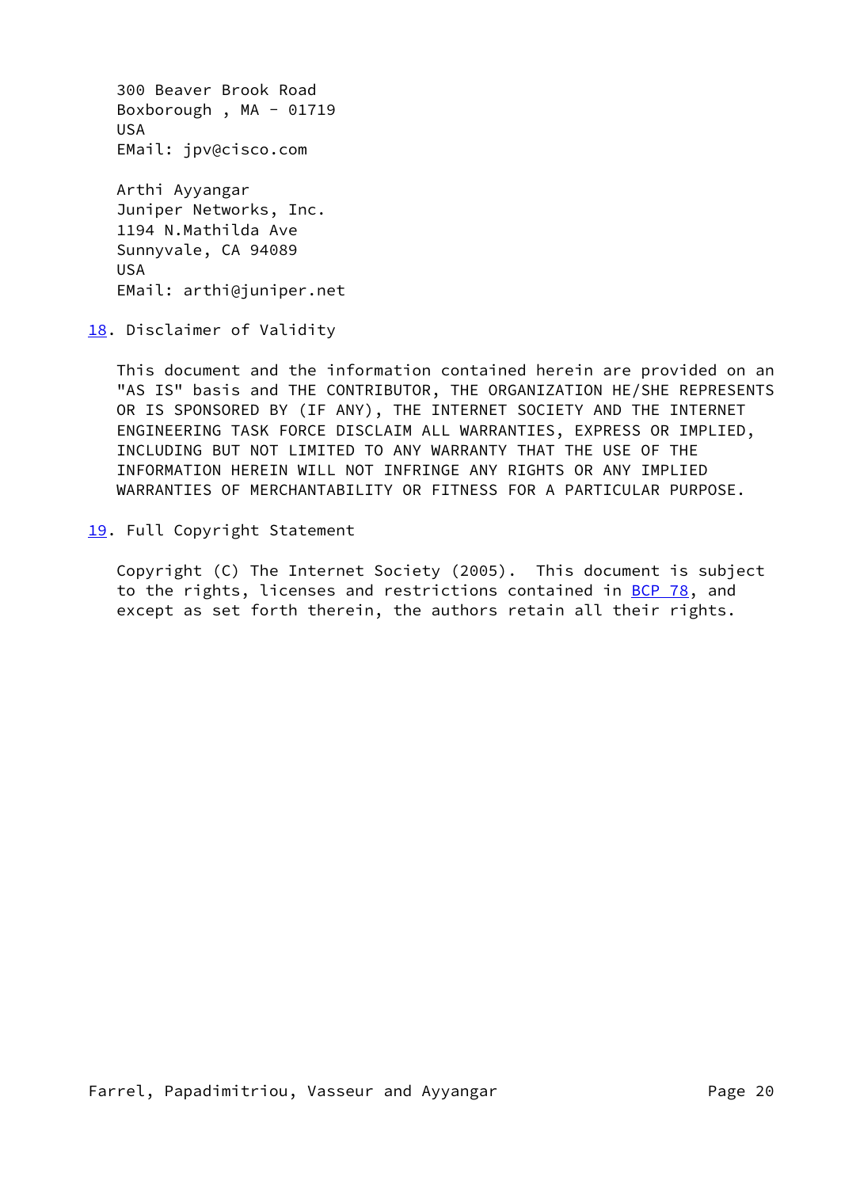300 Beaver Brook Road
Boxborough , MA - 01719
USA
EMail: jpv@cisco.com

Arthi Ayyangar
Juniper Networks, Inc.
1194 N.Mathilda Ave
Sunnyvale, CA 94089
USA
EMail: arthi@juniper.net

## 18. Disclaimer of Validity

This document and the information contained herein are provided on an "AS IS" basis and THE CONTRIBUTOR, THE ORGANIZATION HE/SHE REPRESENTS OR IS SPONSORED BY (IF ANY), THE INTERNET SOCIETY AND THE INTERNET ENGINEERING TASK FORCE DISCLAIM ALL WARRANTIES, EXPRESS OR IMPLIED, INCLUDING BUT NOT LIMITED TO ANY WARRANTY THAT THE USE OF THE INFORMATION HEREIN WILL NOT INFRINGE ANY RIGHTS OR ANY IMPLIED WARRANTIES OF MERCHANTABILITY OR FITNESS FOR A PARTICULAR PURPOSE.

## 19. Full Copyright Statement

Copyright (C) The Internet Society (2005). This document is subject to the rights, licenses and restrictions contained in BCP 78, and except as set forth therein, the authors retain all their rights.